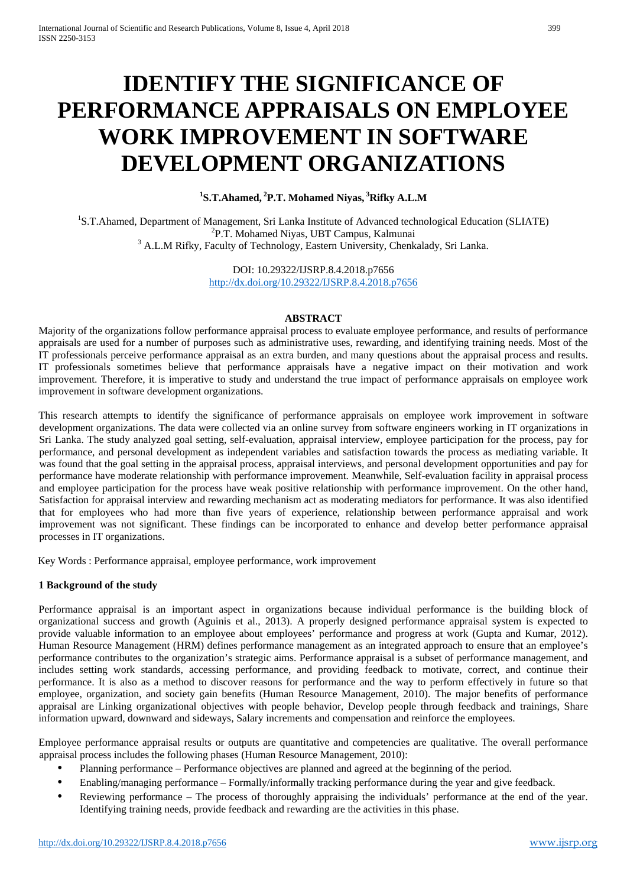# IDENTIFY THE SIGNIFICANCE OF PERFORMANCE APPRAISALS ON EMPLOYEE WORK IMPROVEMENT IN SOFTWARE DEVELOPMENT ORGANIZATIONS

**[1]S.T.Ahamed, [2]P.T. Mohamed Niyas, [3]Rifky A.L.M**

[1]S.T.Ahamed, Department of Management, Sri Lanka Institute of Advanced technological Education (SLIATE)
[2]P.T. Mohamed Niyas, UBT Campus, Kalmunai
[3] A.L.M Rifky, Faculty of Technology, Eastern University, Chenkalady, Sri Lanka.

DOI: 10.29322/IJSRP.8.4.2018.p7656
http://dx.doi.org/10.29322/IJSRP.8.4.2018.p7656

**ABSTRACT**

Majority of the organizations follow performance appraisal process to evaluate employee performance, and results of performance appraisals are used for a number of purposes such as administrative uses, rewarding, and identifying training needs. Most of the IT professionals perceive performance appraisal as an extra burden, and many questions about the appraisal process and results. IT professionals sometimes believe that performance appraisals have a negative impact on their motivation and work improvement. Therefore, it is imperative to study and understand the true impact of performance appraisals on employee work improvement in software development organizations.

This research attempts to identify the significance of performance appraisals on employee work improvement in software development organizations. The data were collected via an online survey from software engineers working in IT organizations in Sri Lanka. The study analyzed goal setting, self-evaluation, appraisal interview, employee participation for the process, pay for performance, and personal development as independent variables and satisfaction towards the process as mediating variable. It was found that the goal setting in the appraisal process, appraisal interviews, and personal development opportunities and pay for performance have moderate relationship with performance improvement. Meanwhile, Self-evaluation facility in appraisal process and employee participation for the process have weak positive relationship with performance improvement. On the other hand, Satisfaction for appraisal interview and rewarding mechanism act as moderating mediators for performance. It was also identified that for employees who had more than five years of experience, relationship between performance appraisal and work improvement was not significant. These findings can be incorporated to enhance and develop better performance appraisal processes in IT organizations.

Key Words : Performance appraisal, employee performance, work improvement

**1 Background of the study**

Performance appraisal is an important aspect in organizations because individual performance is the building block of organizational success and growth (Aguinis et al., 2013). A properly designed performance appraisal system is expected to provide valuable information to an employee about employees' performance and progress at work (Gupta and Kumar, 2012). Human Resource Management (HRM) defines performance management as an integrated approach to ensure that an employee's performance contributes to the organization's strategic aims. Performance appraisal is a subset of performance management, and includes setting work standards, accessing performance, and providing feedback to motivate, correct, and continue their performance. It is also as a method to discover reasons for performance and the way to perform effectively in future so that employee, organization, and society gain benefits (Human Resource Management, 2010). The major benefits of performance appraisal are Linking organizational objectives with people behavior, Develop people through feedback and trainings, Share information upward, downward and sideways, Salary increments and compensation and reinforce the employees.

Employee performance appraisal results or outputs are quantitative and competencies are qualitative. The overall performance appraisal process includes the following phases (Human Resource Management, 2010):

- Planning performance – Performance objectives are planned and agreed at the beginning of the period.
- Enabling/managing performance – Formally/informally tracking performance during the year and give feedback.
- Reviewing performance – The process of thoroughly appraising the individuals' performance at the end of the year. Identifying training needs, provide feedback and rewarding are the activities in this phase.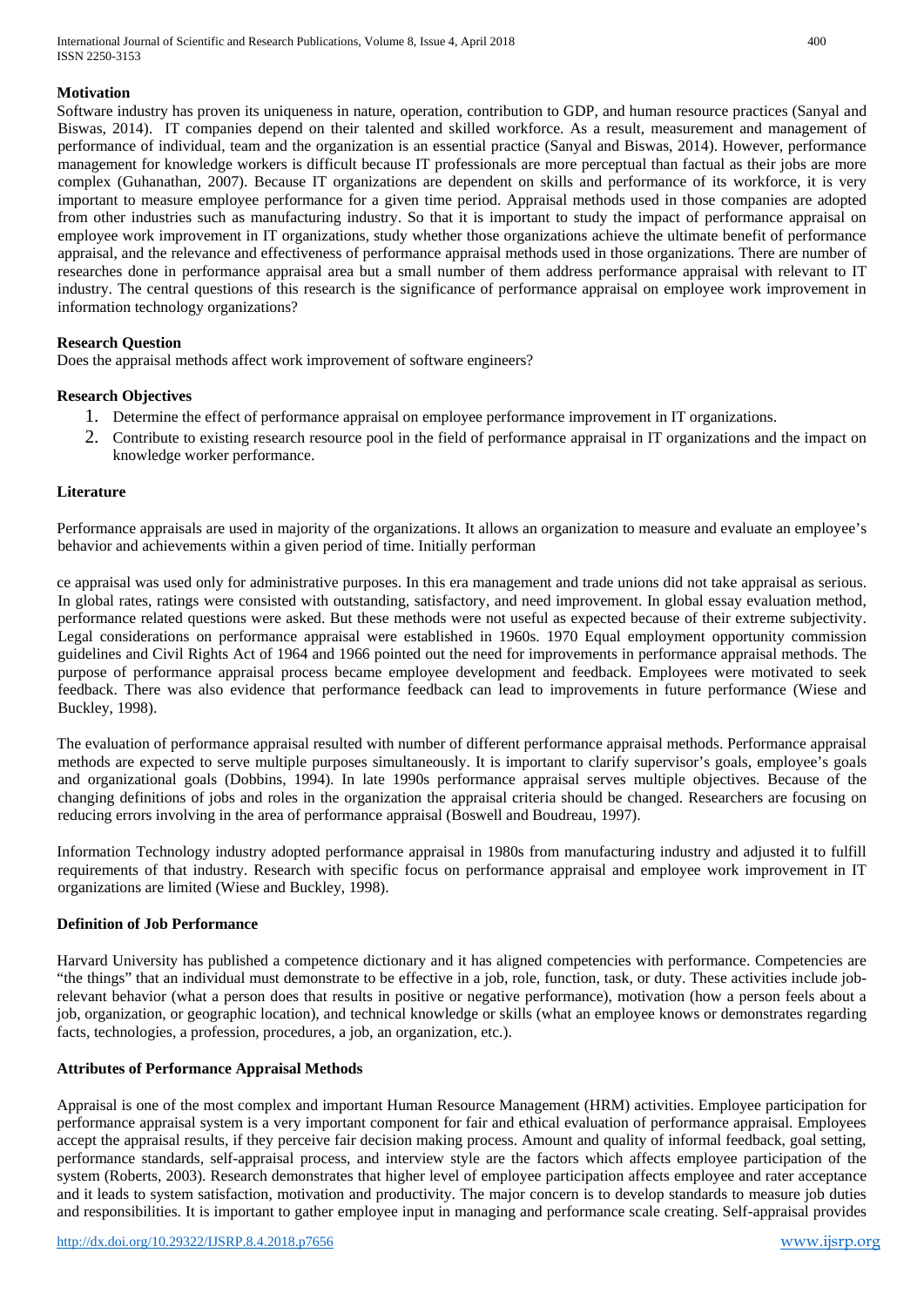**Motivation**

Software industry has proven its uniqueness in nature, operation, contribution to GDP, and human resource practices (Sanyal and Biswas, 2014). IT companies depend on their talented and skilled workforce. As a result, measurement and management of performance of individual, team and the organization is an essential practice (Sanyal and Biswas, 2014). However, performance management for knowledge workers is difficult because IT professionals are more perceptual than factual as their jobs are more complex (Guhanathan, 2007). Because IT organizations are dependent on skills and performance of its workforce, it is very important to measure employee performance for a given time period. Appraisal methods used in those companies are adopted from other industries such as manufacturing industry. So that it is important to study the impact of performance appraisal on employee work improvement in IT organizations, study whether those organizations achieve the ultimate benefit of performance appraisal, and the relevance and effectiveness of performance appraisal methods used in those organizations. There are number of researches done in performance appraisal area but a small number of them address performance appraisal with relevant to IT industry. The central questions of this research is the significance of performance appraisal on employee work improvement in information technology organizations?

**Research Question**

Does the appraisal methods affect work improvement of software engineers?

**Research Objectives**

1. Determine the effect of performance appraisal on employee performance improvement in IT organizations.
2. Contribute to existing research resource pool in the field of performance appraisal in IT organizations and the impact on knowledge worker performance.

**Literature**

Performance appraisals are used in majority of the organizations. It allows an organization to measure and evaluate an employee's behavior and achievements within a given period of time. Initially performance appraisal was used only for administrative purposes. In this era management and trade unions did not take appraisal as serious. In global rates, ratings were consisted with outstanding, satisfactory, and need improvement. In global essay evaluation method, performance related questions were asked. But these methods were not useful as expected because of their extreme subjectivity. Legal considerations on performance appraisal were established in 1960s. 1970 Equal employment opportunity commission guidelines and Civil Rights Act of 1964 and 1966 pointed out the need for improvements in performance appraisal methods. The purpose of performance appraisal process became employee development and feedback. Employees were motivated to seek feedback. There was also evidence that performance feedback can lead to improvements in future performance (Wiese and Buckley, 1998).

The evaluation of performance appraisal resulted with number of different performance appraisal methods. Performance appraisal methods are expected to serve multiple purposes simultaneously. It is important to clarify supervisor's goals, employee's goals and organizational goals (Dobbins, 1994). In late 1990s performance appraisal serves multiple objectives. Because of the changing definitions of jobs and roles in the organization the appraisal criteria should be changed. Researchers are focusing on reducing errors involving in the area of performance appraisal (Boswell and Boudreau, 1997).

Information Technology industry adopted performance appraisal in 1980s from manufacturing industry and adjusted it to fulfill requirements of that industry. Research with specific focus on performance appraisal and employee work improvement in IT organizations are limited (Wiese and Buckley, 1998).

**Definition of Job Performance**

Harvard University has published a competence dictionary and it has aligned competencies with performance. Competencies are "the things" that an individual must demonstrate to be effective in a job, role, function, task, or duty. These activities include job-relevant behavior (what a person does that results in positive or negative performance), motivation (how a person feels about a job, organization, or geographic location), and technical knowledge or skills (what an employee knows or demonstrates regarding facts, technologies, a profession, procedures, a job, an organization, etc.).

**Attributes of Performance Appraisal Methods**

Appraisal is one of the most complex and important Human Resource Management (HRM) activities. Employee participation for performance appraisal system is a very important component for fair and ethical evaluation of performance appraisal. Employees accept the appraisal results, if they perceive fair decision making process. Amount and quality of informal feedback, goal setting, performance standards, self-appraisal process, and interview style are the factors which affects employee participation of the system (Roberts, 2003). Research demonstrates that higher level of employee participation affects employee and rater acceptance and it leads to system satisfaction, motivation and productivity. The major concern is to develop standards to measure job duties and responsibilities. It is important to gather employee input in managing and performance scale creating. Self-appraisal provides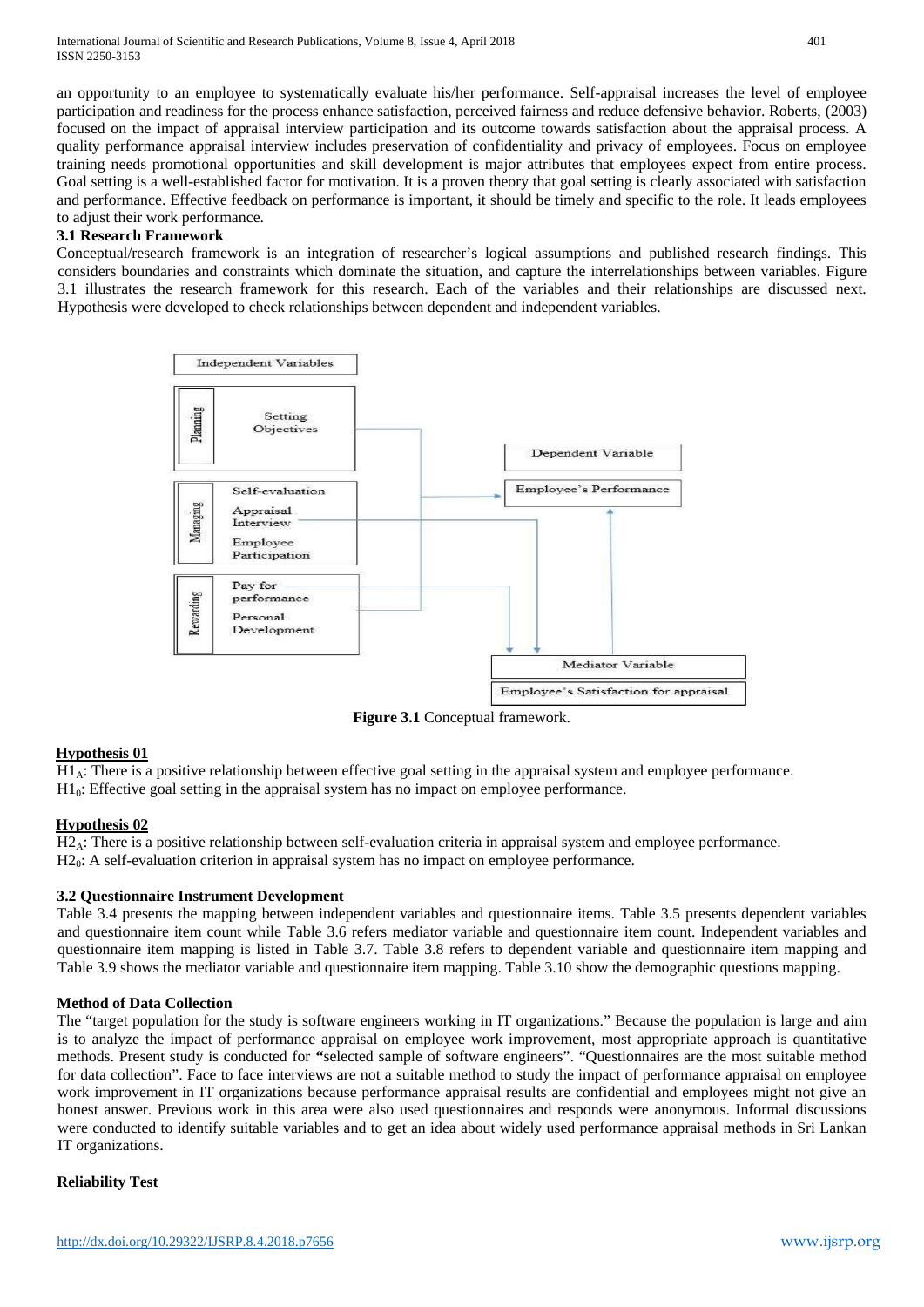an opportunity to an employee to systematically evaluate his/her performance. Self-appraisal increases the level of employee participation and readiness for the process enhance satisfaction, perceived fairness and reduce defensive behavior. Roberts, (2003) focused on the impact of appraisal interview participation and its outcome towards satisfaction about the appraisal process. A quality performance appraisal interview includes preservation of confidentiality and privacy of employees. Focus on employee training needs promotional opportunities and skill development is major attributes that employees expect from entire process. Goal setting is a well-established factor for motivation. It is a proven theory that goal setting is clearly associated with satisfaction and performance. Effective feedback on performance is important, it should be timely and specific to the role. It leads employees to adjust their work performance.

### 3.1 Research Framework

Conceptual/research framework is an integration of researcher's logical assumptions and published research findings. This considers boundaries and constraints which dominate the situation, and capture the interrelationships between variables. Figure 3.1 illustrates the research framework for this research. Each of the variables and their relationships are discussed next. Hypothesis were developed to check relationships between dependent and independent variables.

Independent Variables

Planning: Setting Objectives

Managing: Self-evaluation, Appraisal Interview, Employee Participation

Rewarding: Pay for performance, Personal Development

Dependent Variable: Employee's Performance

Mediator Variable: Employee's Satisfaction for appraisal

**Figure 3.1** Conceptual framework.

**Hypothesis 01**

$H1_A$: There is a positive relationship between effective goal setting in the appraisal system and employee performance.
$H1_0$: Effective goal setting in the appraisal system has no impact on employee performance.

**Hypothesis 02**

$H2_A$: There is a positive relationship between self-evaluation criteria in appraisal system and employee performance.
$H2_0$: A self-evaluation criterion in appraisal system has no impact on employee performance.

### 3.2 Questionnaire Instrument Development

Table 3.4 presents the mapping between independent variables and questionnaire items. Table 3.5 presents dependent variables and questionnaire item count while Table 3.6 refers mediator variable and questionnaire item count. Independent variables and questionnaire item mapping is listed in Table 3.7. Table 3.8 refers to dependent variable and questionnaire item mapping and Table 3.9 shows the mediator variable and questionnaire item mapping. Table 3.10 show the demographic questions mapping.

**Method of Data Collection**

The "target population for the study is software engineers working in IT organizations." Because the population is large and aim is to analyze the impact of performance appraisal on employee work improvement, most appropriate approach is quantitative methods. Present study is conducted for **"**selected sample of software engineers". "Questionnaires are the most suitable method for data collection". Face to face interviews are not a suitable method to study the impact of performance appraisal on employee work improvement in IT organizations because performance appraisal results are confidential and employees might not give an honest answer. Previous work in this area were also used questionnaires and responds were anonymous. Informal discussions were conducted to identify suitable variables and to get an idea about widely used performance appraisal methods in Sri Lankan IT organizations.

**Reliability Test**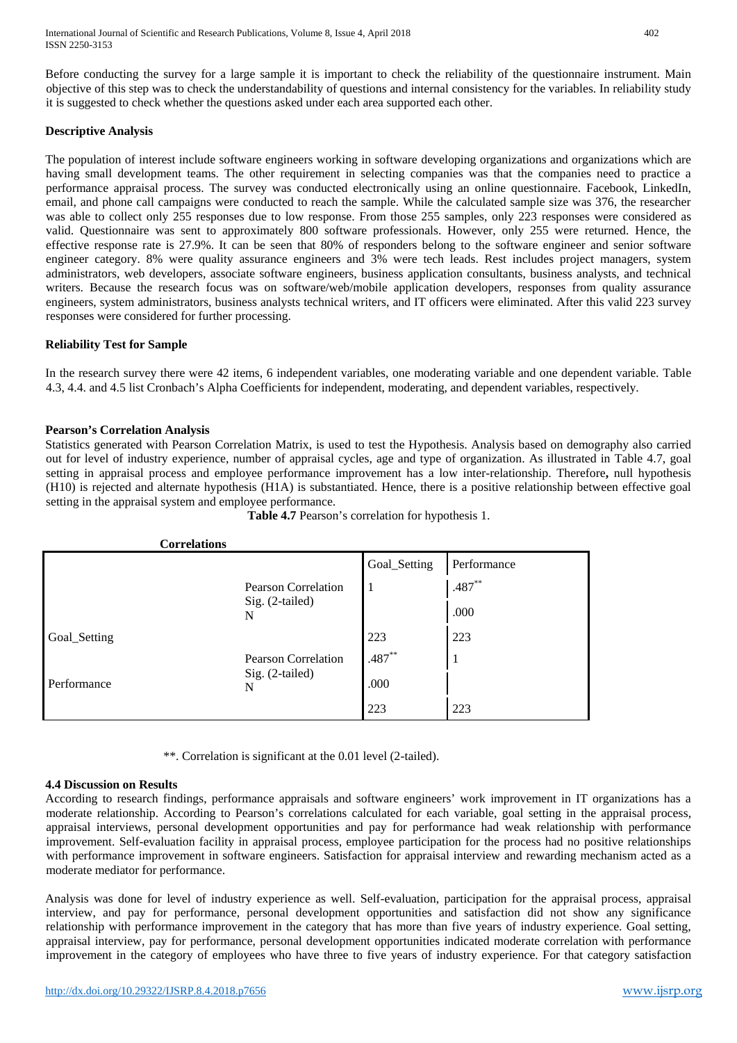Before conducting the survey for a large sample it is important to check the reliability of the questionnaire instrument. Main objective of this step was to check the understandability of questions and internal consistency for the variables. In reliability study it is suggested to check whether the questions asked under each area supported each other.

**Descriptive Analysis**

The population of interest include software engineers working in software developing organizations and organizations which are having small development teams. The other requirement in selecting companies was that the companies need to practice a performance appraisal process. The survey was conducted electronically using an online questionnaire. Facebook, LinkedIn, email, and phone call campaigns were conducted to reach the sample. While the calculated sample size was 376, the researcher was able to collect only 255 responses due to low response. From those 255 samples, only 223 responses were considered as valid. Questionnaire was sent to approximately 800 software professionals. However, only 255 were returned. Hence, the effective response rate is 27.9%. It can be seen that 80% of responders belong to the software engineer and senior software engineer category. 8% were quality assurance engineers and 3% were tech leads. Rest includes project managers, system administrators, web developers, associate software engineers, business application consultants, business analysts, and technical writers. Because the research focus was on software/web/mobile application developers, responses from quality assurance engineers, system administrators, business analysts technical writers, and IT officers were eliminated. After this valid 223 survey responses were considered for further processing.

**Reliability Test for Sample**

In the research survey there were 42 items, 6 independent variables, one moderating variable and one dependent variable. Table 4.3, 4.4. and 4.5 list Cronbach's Alpha Coefficients for independent, moderating, and dependent variables, respectively.

**Pearson's Correlation Analysis**

Statistics generated with Pearson Correlation Matrix, is used to test the Hypothesis. Analysis based on demography also carried out for level of industry experience, number of appraisal cycles, age and type of organization. As illustrated in Table 4.7, goal setting in appraisal process and employee performance improvement has a low inter-relationship. Therefore**,** null hypothesis (H10) is rejected and alternate hypothesis (H1A) is substantiated. Hence, there is a positive relationship between effective goal setting in the appraisal system and employee performance.

**Table 4.7** Pearson's correlation for hypothesis 1.

**Correlations**

| | | Goal_Setting | Performance |
|---|---|---|---|
| Goal_Setting | Pearson Correlation | 1 | .487** |
| | Sig. (2-tailed) | | .000 |
| | N | 223 | 223 |
| Performance | Pearson Correlation | .487** | 1 |
| | Sig. (2-tailed) | .000 | |
| | N | 223 | 223 |

**. Correlation is significant at the 0.01 level (2-tailed).

**4.4 Discussion on Results**

According to research findings, performance appraisals and software engineers' work improvement in IT organizations has a moderate relationship. According to Pearson's correlations calculated for each variable, goal setting in the appraisal process, appraisal interviews, personal development opportunities and pay for performance had weak relationship with performance improvement. Self-evaluation facility in appraisal process, employee participation for the process had no positive relationships with performance improvement in software engineers. Satisfaction for appraisal interview and rewarding mechanism acted as a moderate mediator for performance.

Analysis was done for level of industry experience as well. Self-evaluation, participation for the appraisal process, appraisal interview, and pay for performance, personal development opportunities and satisfaction did not show any significance relationship with performance improvement in the category that has more than five years of industry experience. Goal setting, appraisal interview, pay for performance, personal development opportunities indicated moderate correlation with performance improvement in the category of employees who have three to five years of industry experience. For that category satisfaction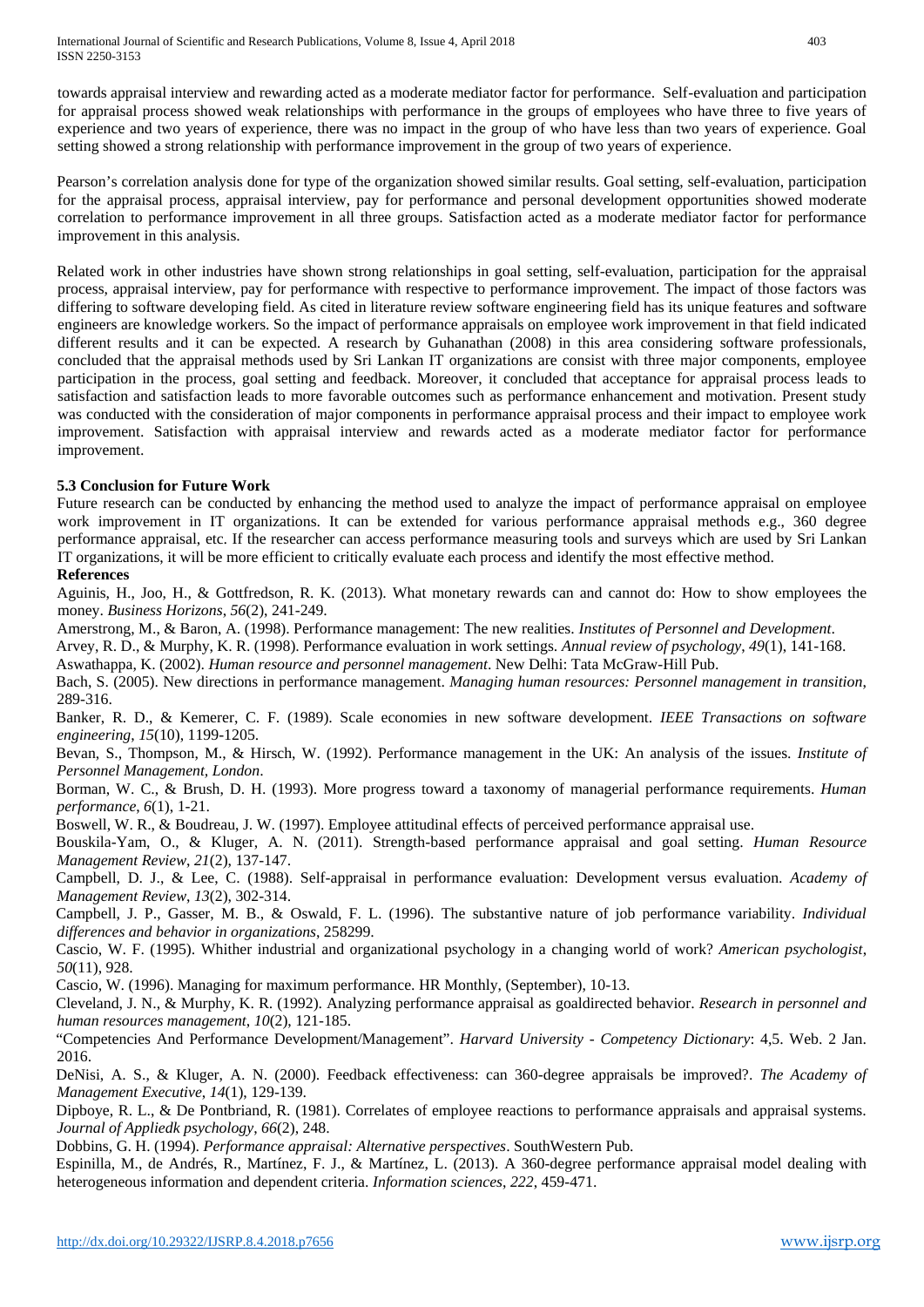towards appraisal interview and rewarding acted as a moderate mediator factor for performance. Self-evaluation and participation for appraisal process showed weak relationships with performance in the groups of employees who have three to five years of experience and two years of experience, there was no impact in the group of who have less than two years of experience. Goal setting showed a strong relationship with performance improvement in the group of two years of experience.

Pearson's correlation analysis done for type of the organization showed similar results. Goal setting, self-evaluation, participation for the appraisal process, appraisal interview, pay for performance and personal development opportunities showed moderate correlation to performance improvement in all three groups. Satisfaction acted as a moderate mediator factor for performance improvement in this analysis.

Related work in other industries have shown strong relationships in goal setting, self-evaluation, participation for the appraisal process, appraisal interview, pay for performance with respective to performance improvement. The impact of those factors was differing to software developing field. As cited in literature review software engineering field has its unique features and software engineers are knowledge workers. So the impact of performance appraisals on employee work improvement in that field indicated different results and it can be expected. A research by Guhanathan (2008) in this area considering software professionals, concluded that the appraisal methods used by Sri Lankan IT organizations are consist with three major components, employee participation in the process, goal setting and feedback. Moreover, it concluded that acceptance for appraisal process leads to satisfaction and satisfaction leads to more favorable outcomes such as performance enhancement and motivation. Present study was conducted with the consideration of major components in performance appraisal process and their impact to employee work improvement. Satisfaction with appraisal interview and rewards acted as a moderate mediator factor for performance improvement.

### 5.3 Conclusion for Future Work

Future research can be conducted by enhancing the method used to analyze the impact of performance appraisal on employee work improvement in IT organizations. It can be extended for various performance appraisal methods e.g., 360 degree performance appraisal, etc. If the researcher can access performance measuring tools and surveys which are used by Sri Lankan IT organizations, it will be more efficient to critically evaluate each process and identify the most effective method.

## References

Aguinis, H., Joo, H., & Gottfredson, R. K. (2013). What monetary rewards can and cannot do: How to show employees the money. *Business Horizons*, *56*(2), 241-249.

Amerstrong, M., & Baron, A. (1998). Performance management: The new realities. *Institutes of Personnel and Development*.

Arvey, R. D., & Murphy, K. R. (1998). Performance evaluation in work settings. *Annual review of psychology*, *49*(1), 141-168.

Aswathappa, K. (2002). *Human resource and personnel management*. New Delhi: Tata McGraw-Hill Pub.

Bach, S. (2005). New directions in performance management. *Managing human resources: Personnel management in transition*, 289-316.

Banker, R. D., & Kemerer, C. F. (1989). Scale economies in new software development. *IEEE Transactions on software engineering*, *15*(10), 1199-1205.

Bevan, S., Thompson, M., & Hirsch, W. (1992). Performance management in the UK: An analysis of the issues. *Institute of Personnel Management, London*.

Borman, W. C., & Brush, D. H. (1993). More progress toward a taxonomy of managerial performance requirements. *Human performance*, *6*(1), 1-21.

Boswell, W. R., & Boudreau, J. W. (1997). Employee attitudinal effects of perceived performance appraisal use.

Bouskila-Yam, O., & Kluger, A. N. (2011). Strength-based performance appraisal and goal setting. *Human Resource Management Review*, *21*(2), 137-147.

Campbell, D. J., & Lee, C. (1988). Self-appraisal in performance evaluation: Development versus evaluation. *Academy of Management Review*, *13*(2), 302-314.

Campbell, J. P., Gasser, M. B., & Oswald, F. L. (1996). The substantive nature of job performance variability. *Individual differences and behavior in organizations*, 258299.

Cascio, W. F. (1995). Whither industrial and organizational psychology in a changing world of work? *American psychologist*, *50*(11), 928.

Cascio, W. (1996). Managing for maximum performance. HR Monthly, (September), 10-13.

Cleveland, J. N., & Murphy, K. R. (1992). Analyzing performance appraisal as goaldirected behavior. *Research in personnel and human resources management*, *10*(2), 121-185.

"Competencies And Performance Development/Management". *Harvard University - Competency Dictionary*: 4,5. Web. 2 Jan. 2016.

DeNisi, A. S., & Kluger, A. N. (2000). Feedback effectiveness: can 360-degree appraisals be improved?. *The Academy of Management Executive*, *14*(1), 129-139.

Dipboye, R. L., & De Pontbriand, R. (1981). Correlates of employee reactions to performance appraisals and appraisal systems. *Journal of Appliedk psychology*, *66*(2), 248.

Dobbins, G. H. (1994). *Performance appraisal: Alternative perspectives*. SouthWestern Pub.

Espinilla, M., de Andrés, R., Martínez, F. J., & Martínez, L. (2013). A 360-degree performance appraisal model dealing with heterogeneous information and dependent criteria. *Information sciences*, *222*, 459-471.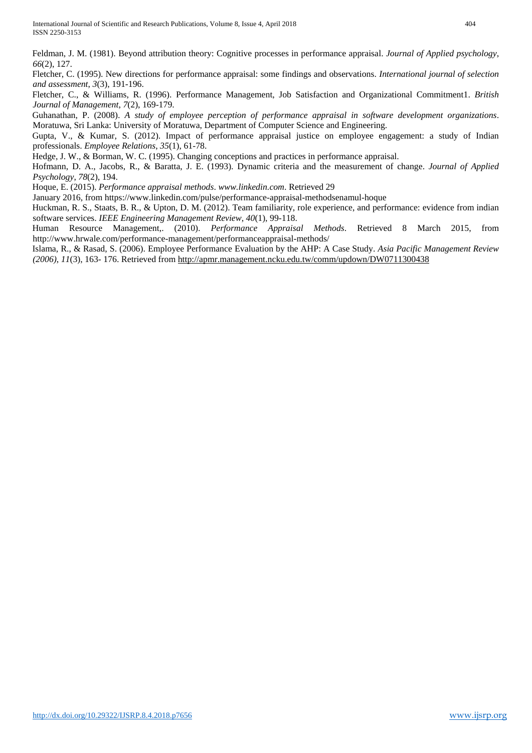Feldman, J. M. (1981). Beyond attribution theory: Cognitive processes in performance appraisal. *Journal of Applied psychology*, *66*(2), 127.

Fletcher, C. (1995). New directions for performance appraisal: some findings and observations. *International journal of selection and assessment*, *3*(3), 191-196.

Fletcher, C., & Williams, R. (1996). Performance Management, Job Satisfaction and Organizational Commitment1. *British Journal of Management*, *7*(2), 169-179.

Guhanathan, P. (2008). *A study of employee perception of performance appraisal in software development organizations*. Moratuwa, Sri Lanka: University of Moratuwa, Department of Computer Science and Engineering.

Gupta, V., & Kumar, S. (2012). Impact of performance appraisal justice on employee engagement: a study of Indian professionals. *Employee Relations*, *35*(1), 61-78.

Hedge, J. W., & Borman, W. C. (1995). Changing conceptions and practices in performance appraisal.

Hofmann, D. A., Jacobs, R., & Baratta, J. E. (1993). Dynamic criteria and the measurement of change. *Journal of Applied Psychology*, *78*(2), 194.

Hoque, E. (2015). *Performance appraisal methods*. *www.linkedin.com*. Retrieved 29 January 2016, from https://www.linkedin.com/pulse/performance-appraisal-methodsenamul-hoque

Huckman, R. S., Staats, B. R., & Upton, D. M. (2012). Team familiarity, role experience, and performance: evidence from indian software services. *IEEE Engineering Management Review*, *40*(1), 99-118.

Human Resource Management,. (2010). *Performance Appraisal Methods*. Retrieved 8 March 2015, from http://www.hrwale.com/performance-management/performanceappraisal-methods/

Islama, R., & Rasad, S. (2006). Employee Performance Evaluation by the AHP: A Case Study. *Asia Pacific Management Review (2006)*, *11*(3), 163- 176. Retrieved from http://apmr.management.ncku.edu.tw/comm/updown/DW0711300438